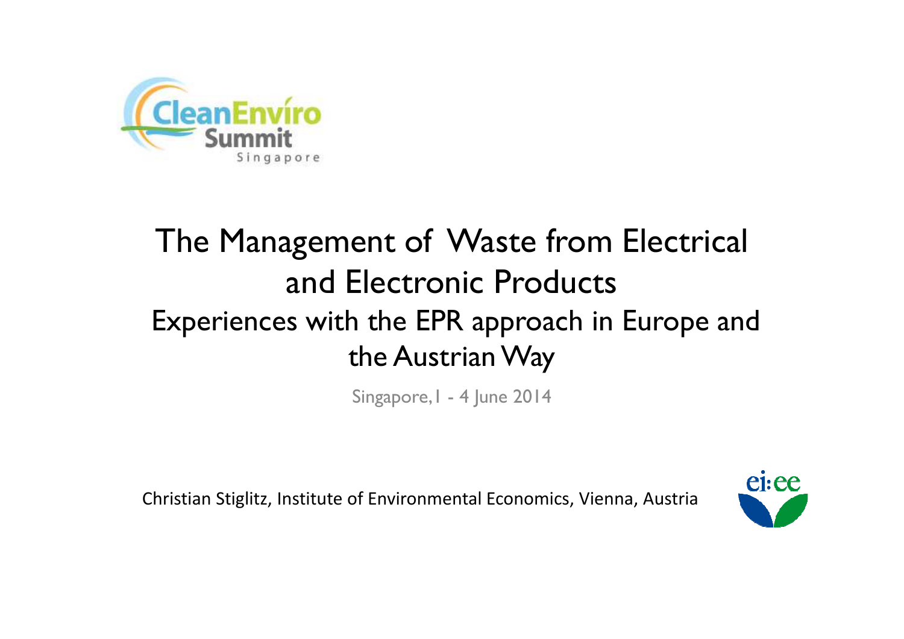CleanEnviro Summit Singapore

# The Management of Waste from Electrical and Electronic Products

## Experiences with the EPR approach in Europe and the Austrian Way

Singapore, 1 - 4 June 2014

Christian Stiglitz, Institute of Environmental Economics, Vienna, Austria

ei:ee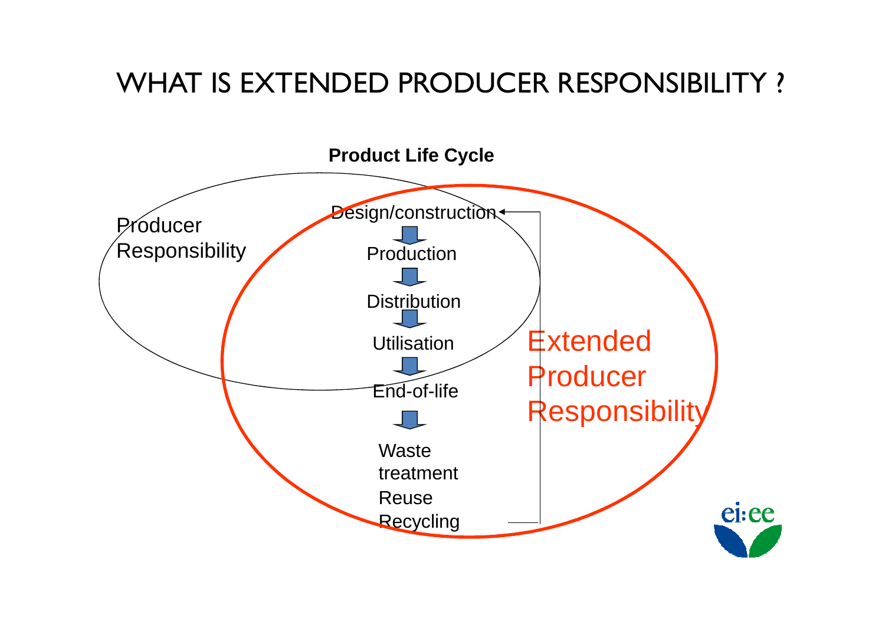# WHAT IS EXTENDED PRODUCER RESPONSIBILITY ?

**Product Life Cycle**

Producer Responsibility

Design/construction

Production

Distribution

Utilisation

End-of-life

Waste treatment

Reuse

Recycling

Extended Producer Responsibility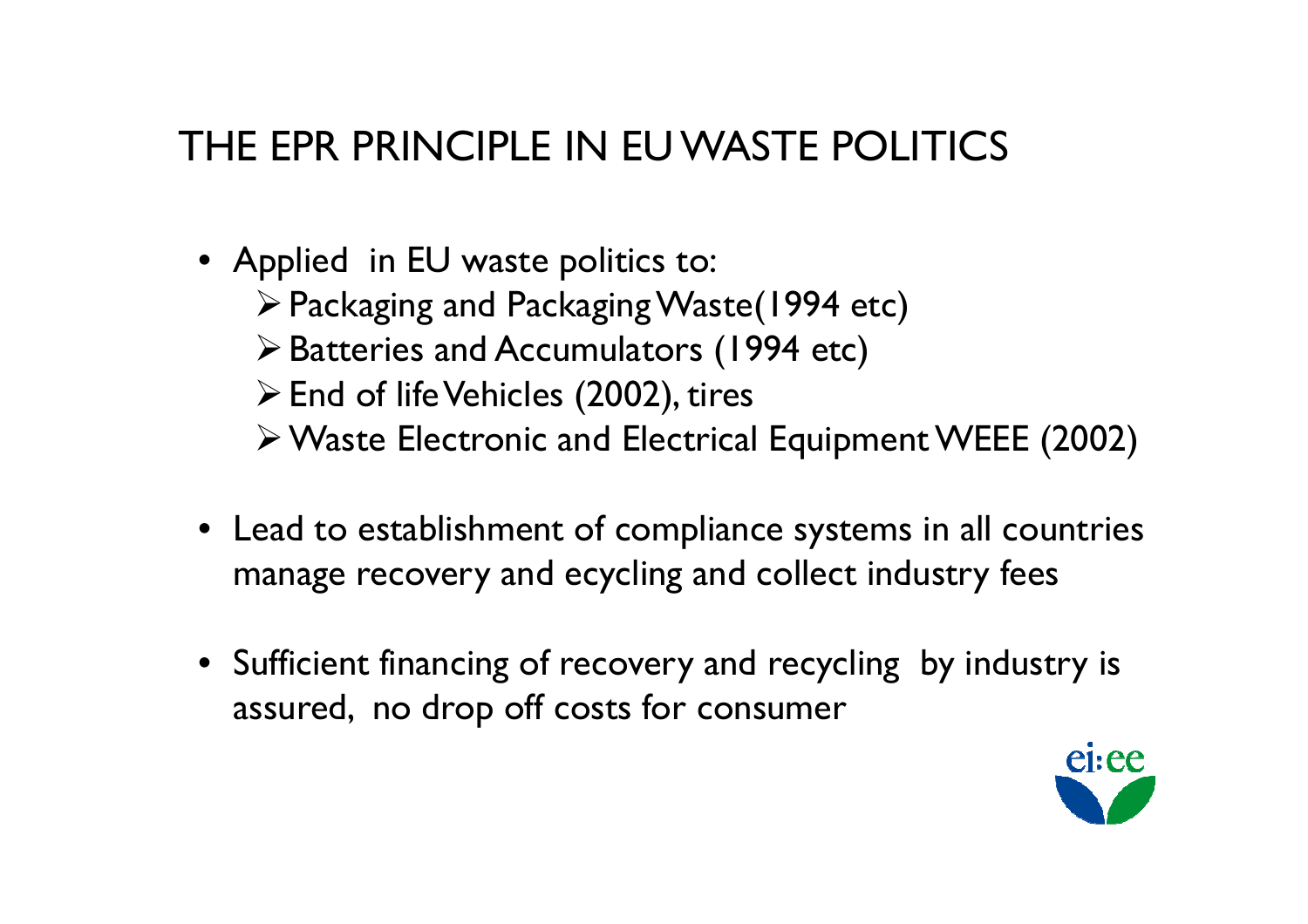# THE EPR PRINCIPLE IN EU WASTE POLITICS

- Applied in EU waste politics to:
  - Packaging and Packaging Waste(1994 etc)
  - Batteries and Accumulators (1994 etc)
  - End of life Vehicles (2002), tires
  - Waste Electronic and Electrical Equipment WEEE (2002)
- Lead to establishment of compliance systems in all countries manage recovery and ecycling and collect industry fees
- Sufficient financing of recovery and recycling by industry is assured, no drop off costs for consumer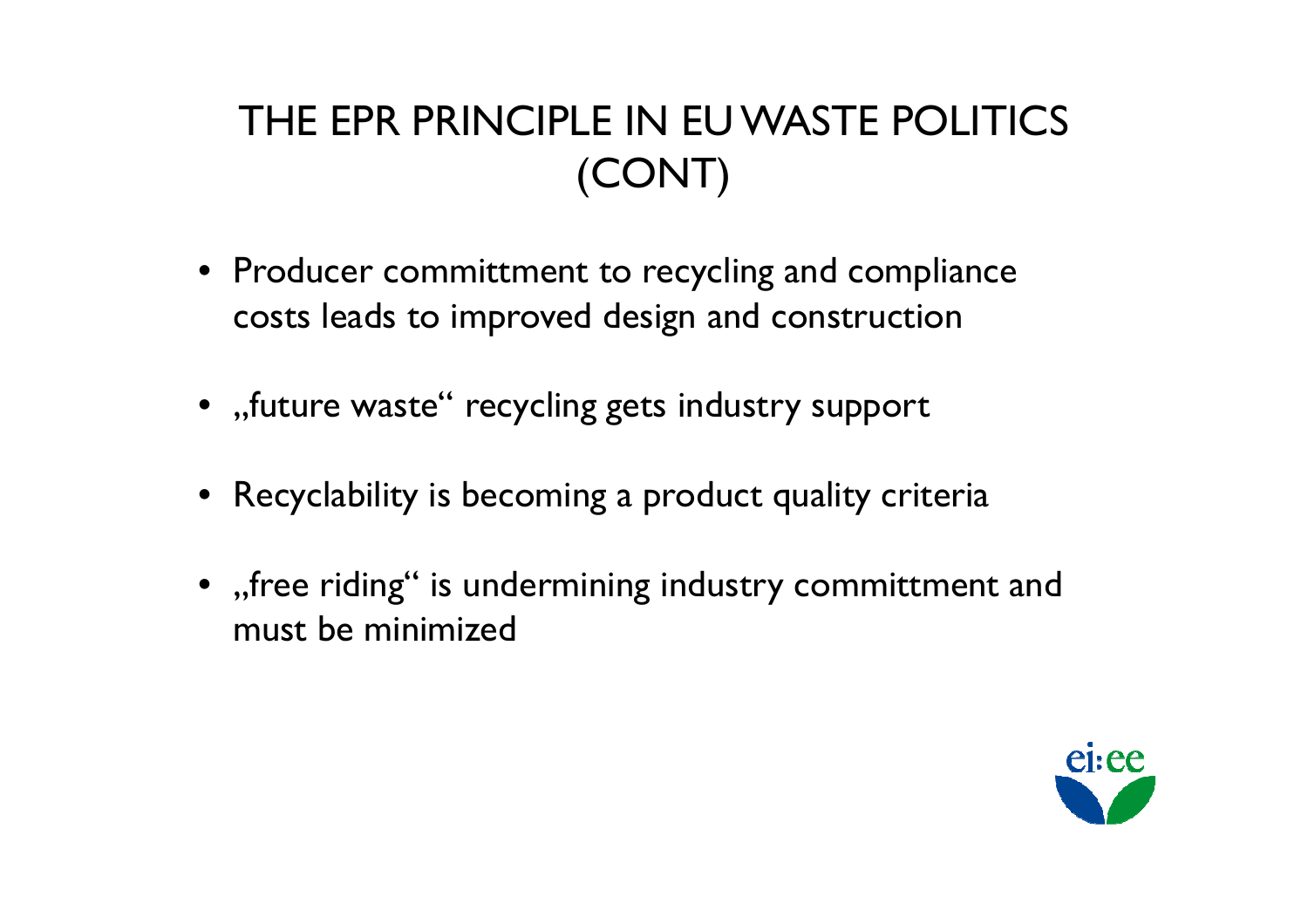# THE EPR PRINCIPLE IN EU WASTE POLITICS (CONT)

- Producer committment to recycling and compliance costs leads to improved design and construction
- „future waste“ recycling gets industry support
- Recyclability is becoming a product quality criteria
- „free riding“ is undermining industry committment and must be minimized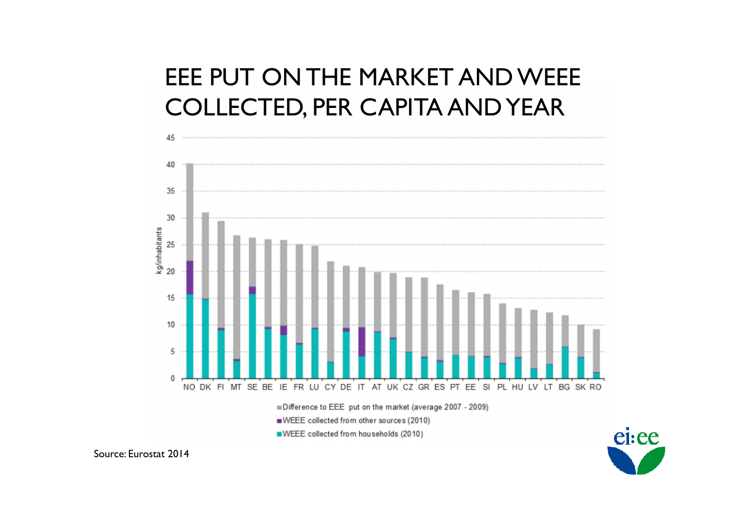# EEE PUT ON THE MARKET AND WEEE COLLECTED, PER CAPITA AND YEAR

Source: Eurostat 2014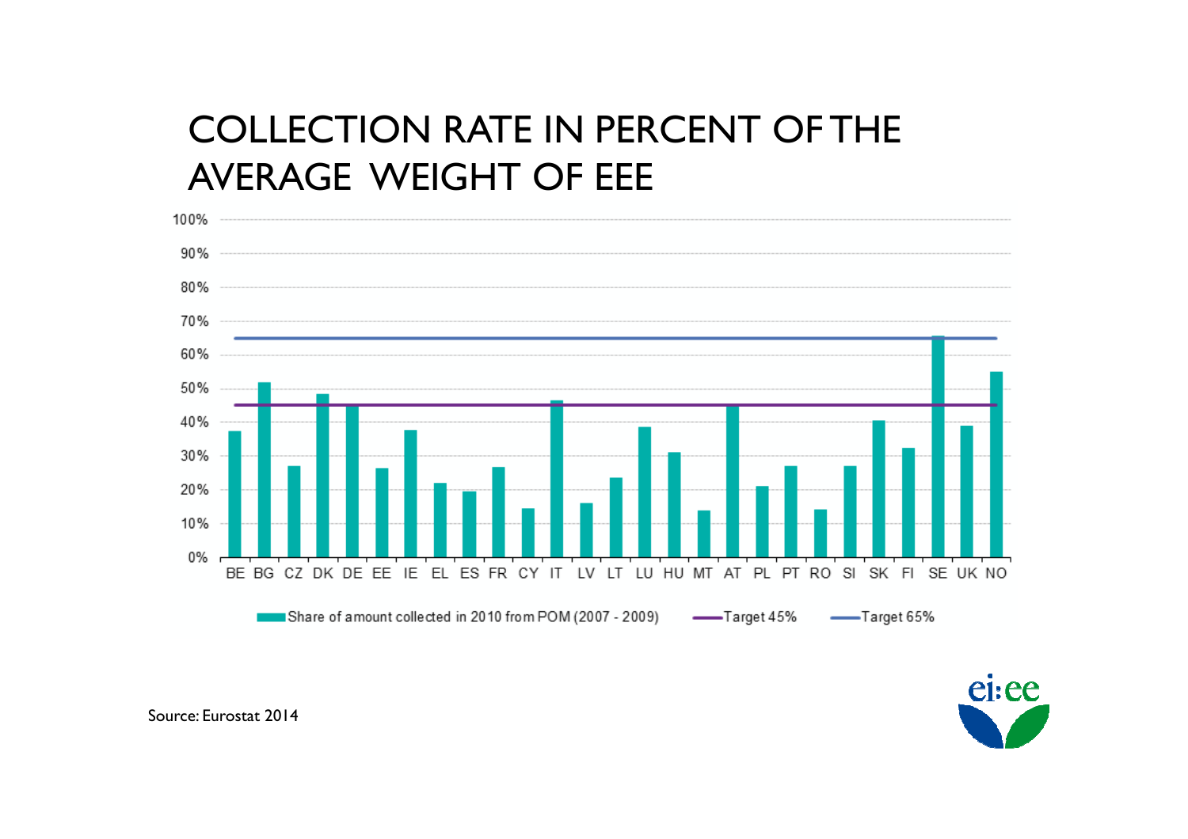# COLLECTION RATE IN PERCENT OF THE AVERAGE WEIGHT OF EEE

Source: Eurostat 2014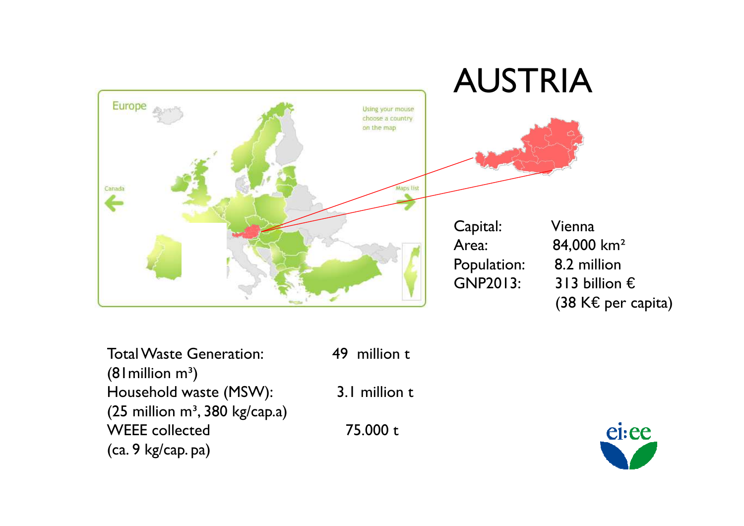# AUSTRIA

| | |
|---|---|
| Capital: | Vienna |
| Area: | 84,000 km² |
| Population: | 8.2 million |
| GNP2013: | 313 billion € (38 K€ per capita) |

| | |
|---|---|
| Total Waste Generation: (81million m³) | 49 million t |
| Household waste (MSW): (25 million m³, 380 kg/cap.a) | 3.1 million t |
| WEEE collected (ca. 9 kg/cap. pa) | 75.000 t |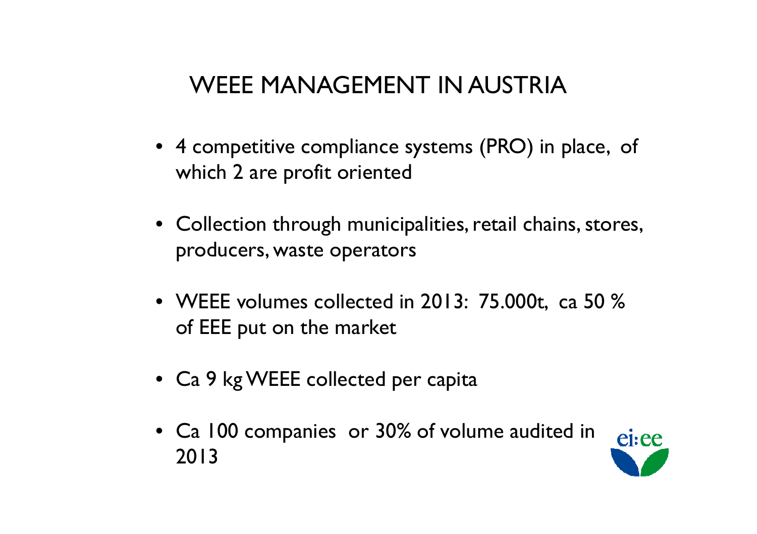# WEEE MANAGEMENT IN AUSTRIA

- 4 competitive compliance systems (PRO) in place, of which 2 are profit oriented
- Collection through municipalities, retail chains, stores, producers, waste operators
- WEEE volumes collected in 2013: 75.000t, ca 50 % of EEE put on the market
- Ca 9 kg WEEE collected per capita
- Ca 100 companies or 30% of volume audited in 2013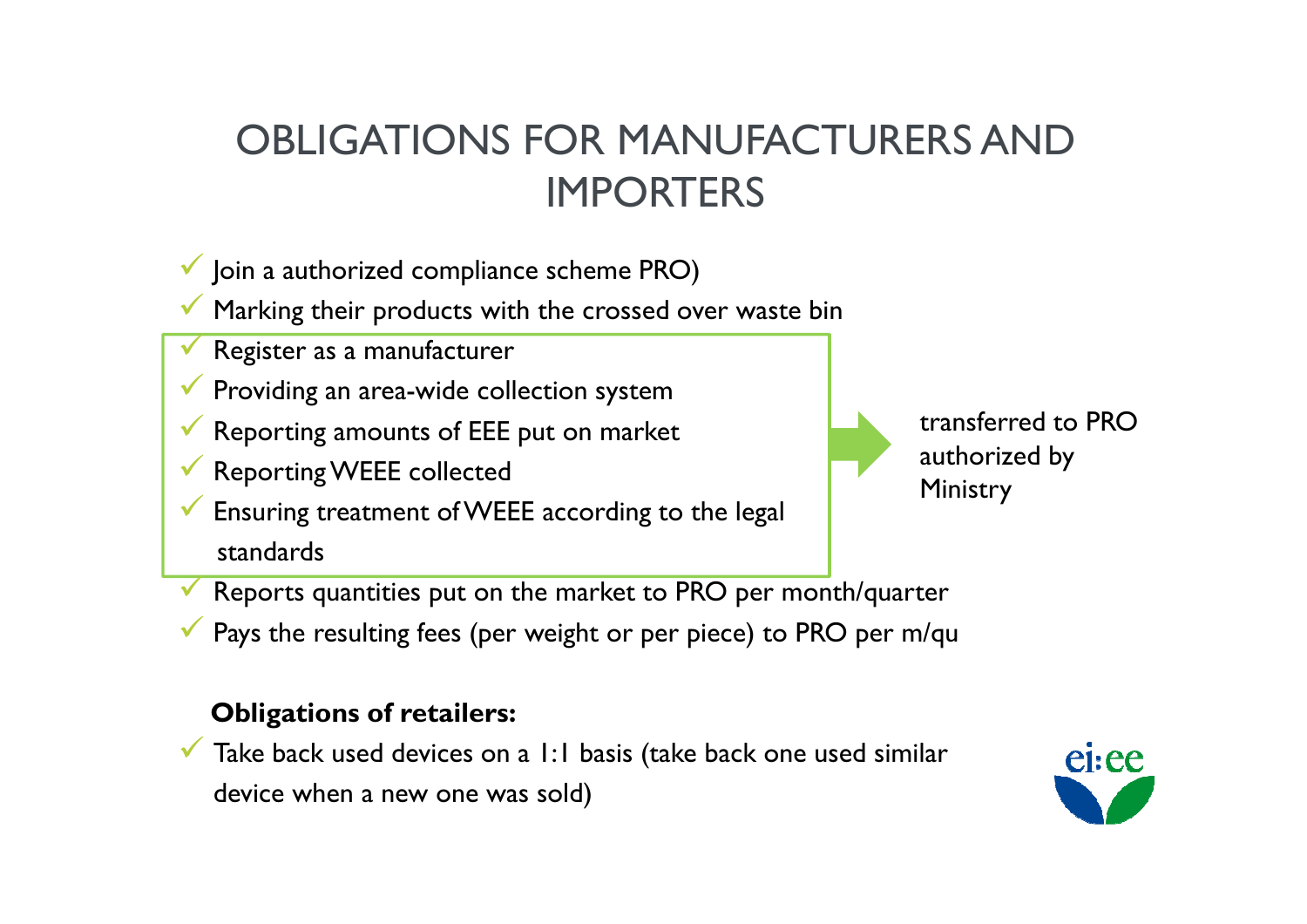# OBLIGATIONS FOR MANUFACTURERS AND IMPORTERS

- Join a authorized compliance scheme PRO)
- Marking their products with the crossed over waste bin
- Register as a manufacturer
- Providing an area-wide collection system
- Reporting amounts of EEE put on market
- Reporting WEEE collected
- Ensuring treatment of WEEE according to the legal standards

→ transferred to PRO authorized by Ministry

- Reports quantities put on the market to PRO per month/quarter
- Pays the resulting fees (per weight or per piece) to PRO per m/qu

**Obligations of retailers:**

- Take back used devices on a 1:1 basis (take back one used similar device when a new one was sold)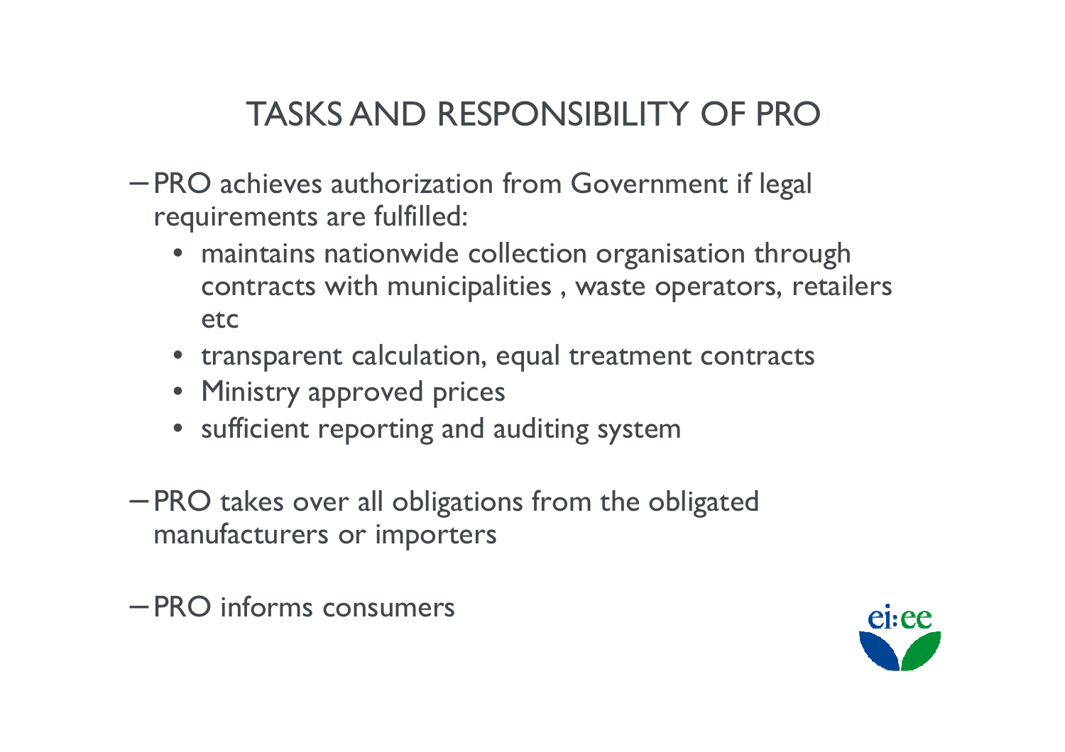# TASKS AND RESPONSIBILITY OF PRO

- PRO achieves authorization from Government if legal requirements are fulfilled:
  - maintains nationwide collection organisation through contracts with municipalities , waste operators, retailers etc
  - transparent calculation, equal treatment contracts
  - Ministry approved prices
  - sufficient reporting and auditing system
- PRO takes over all obligations from the obligated manufacturers or importers
- PRO informs consumers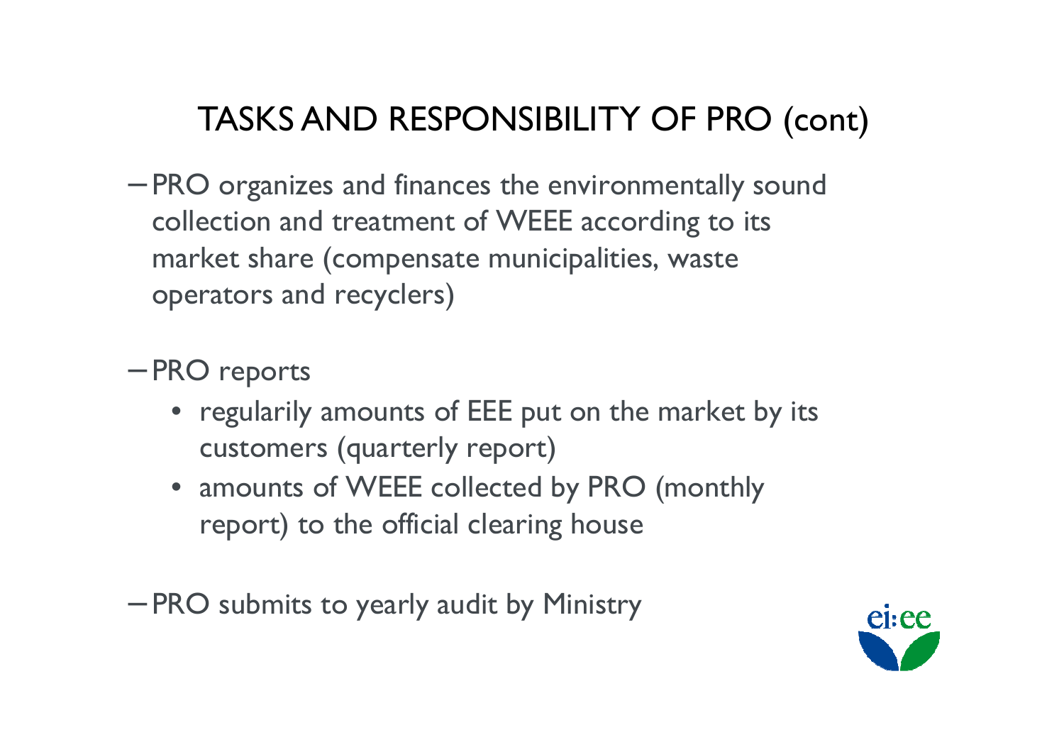# TASKS AND RESPONSIBILITY OF PRO (cont)

- PRO organizes and finances the environmentally sound collection and treatment of WEEE according to its market share (compensate municipalities, waste operators and recyclers)
- PRO reports
  - regularily amounts of EEE put on the market by its customers (quarterly report)
  - amounts of WEEE collected by PRO (monthly report) to the official clearing house
- PRO submits to yearly audit by Ministry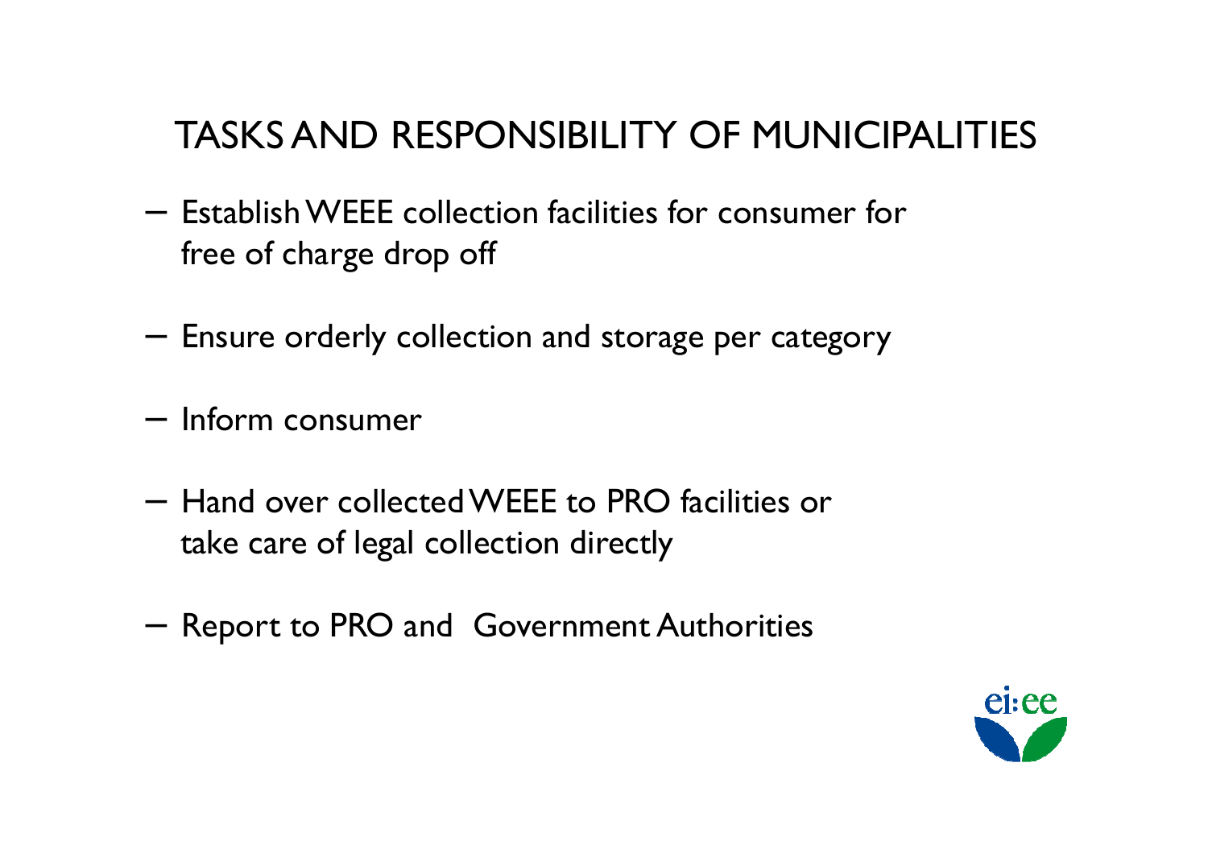# TASKS AND RESPONSIBILITY OF MUNICIPALITIES

- Establish WEEE collection facilities for consumer for free of charge drop off
- Ensure orderly collection and storage per category
- Inform consumer
- Hand over collected WEEE to PRO facilities or take care of legal collection directly
- Report to PRO and Government Authorities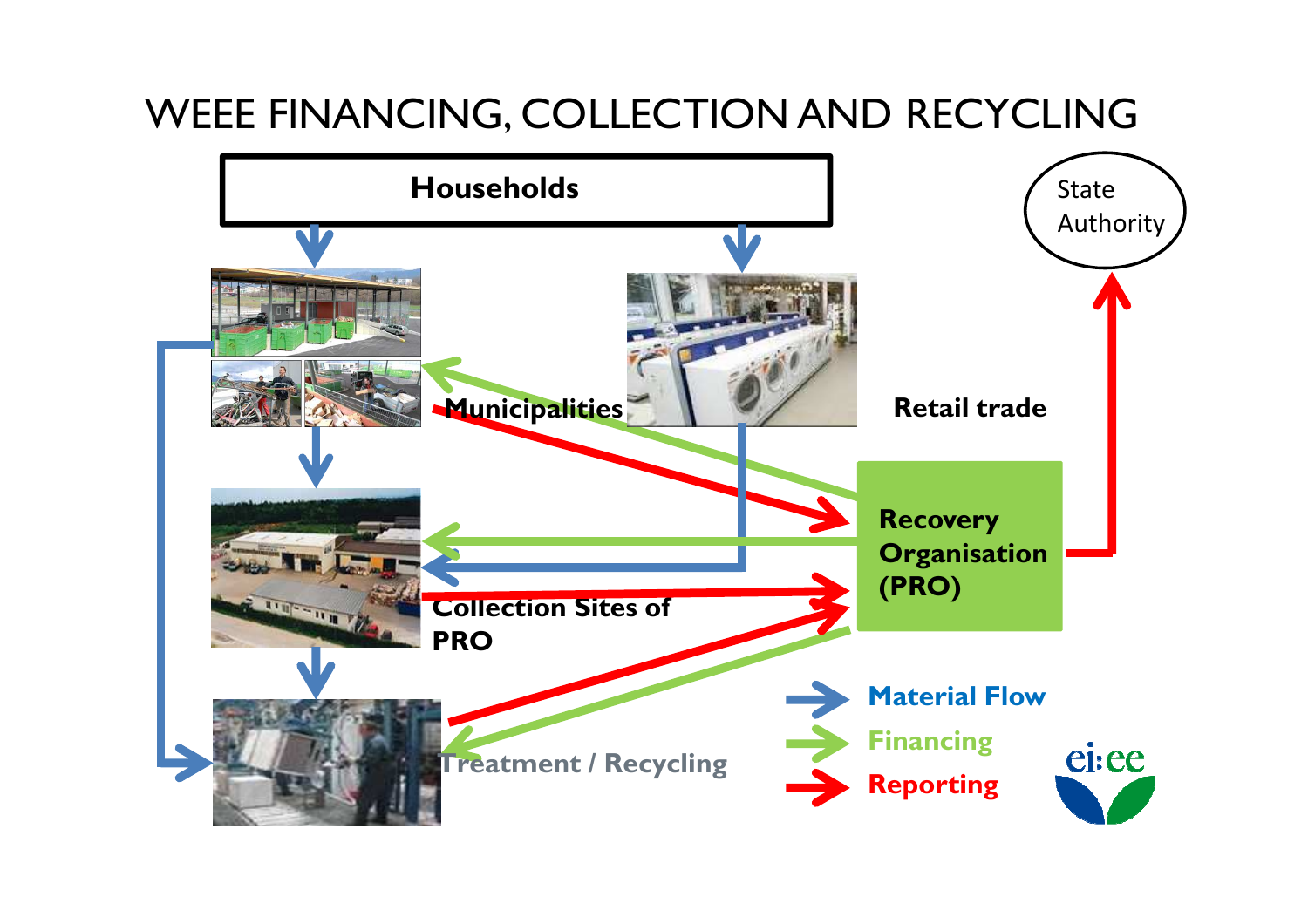# WEEE FINANCING, COLLECTION AND RECYCLING

Households

State Authority

Municipalities

Retail trade

Recovery Organisation (PRO)

Collection Sites of PRO

Treatment / Recycling

Material Flow

Financing

Reporting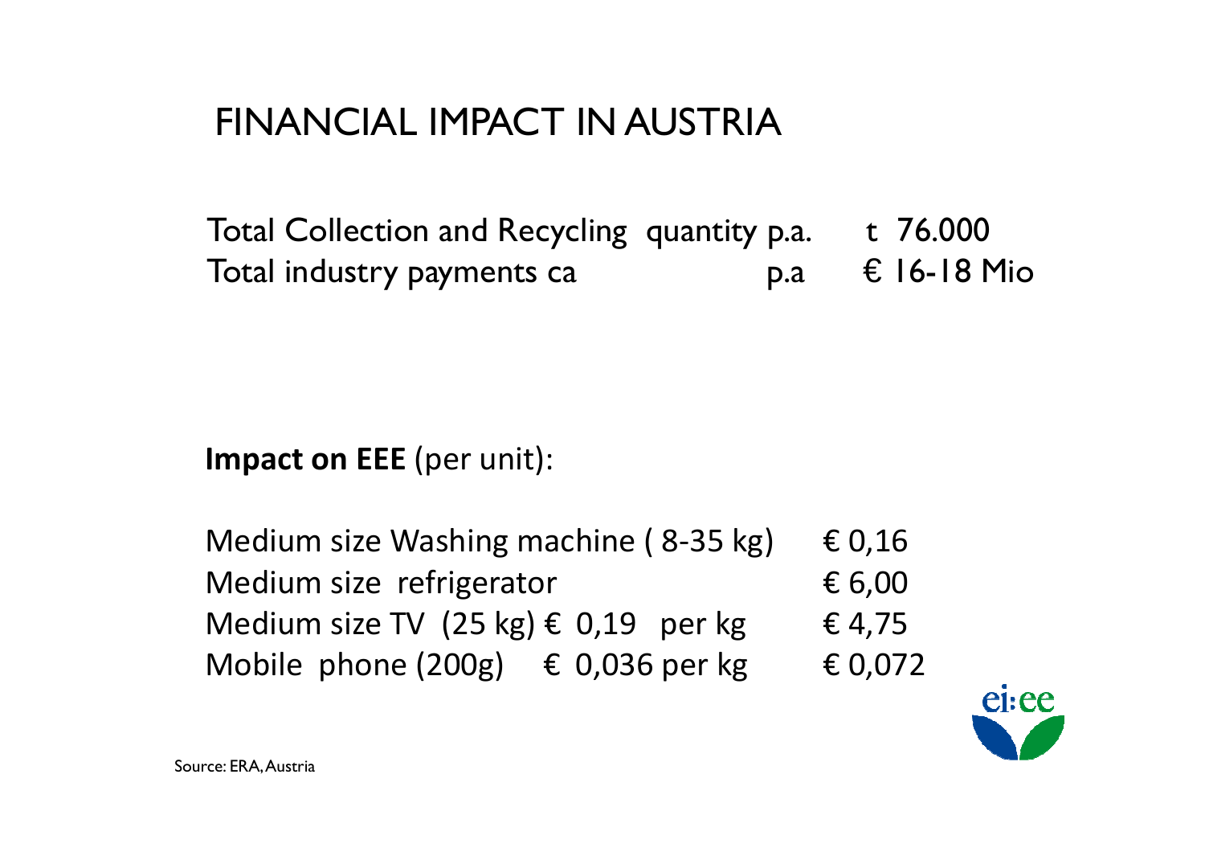# FINANCIAL IMPACT IN AUSTRIA

| | | |
|---|---|---|
| Total Collection and Recycling quantity | p.a. | t 76.000 |
| Total industry payments ca | p.a | € 16-18 Mio |

**Impact on EEE** (per unit):

| | |
|---|---|
| Medium size Washing machine ( 8-35 kg) | € 0,16 |
| Medium size refrigerator | € 6,00 |
| Medium size TV (25 kg) € 0,19 per kg | € 4,75 |
| Mobile phone (200g) € 0,036 per kg | € 0,072 |

Source: ERA, Austria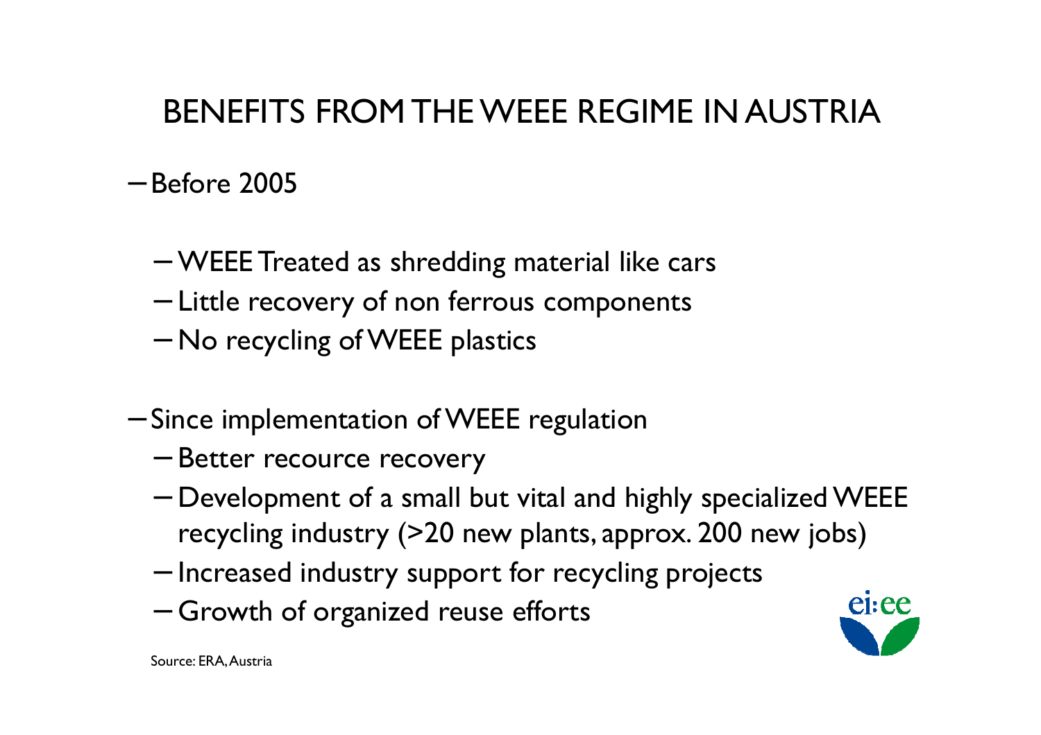# BENEFITS FROM THE WEEE REGIME IN AUSTRIA

- Before 2005
  - WEEE Treated as shredding material like cars
  - Little recovery of non ferrous components
  - No recycling of WEEE plastics
- Since implementation of WEEE regulation
  - Better recource recovery
  - Development of a small but vital and highly specialized WEEE recycling industry (>20 new plants, approx. 200 new jobs)
  - Increased industry support for recycling projects
  - Growth of organized reuse efforts

Source: ERA, Austria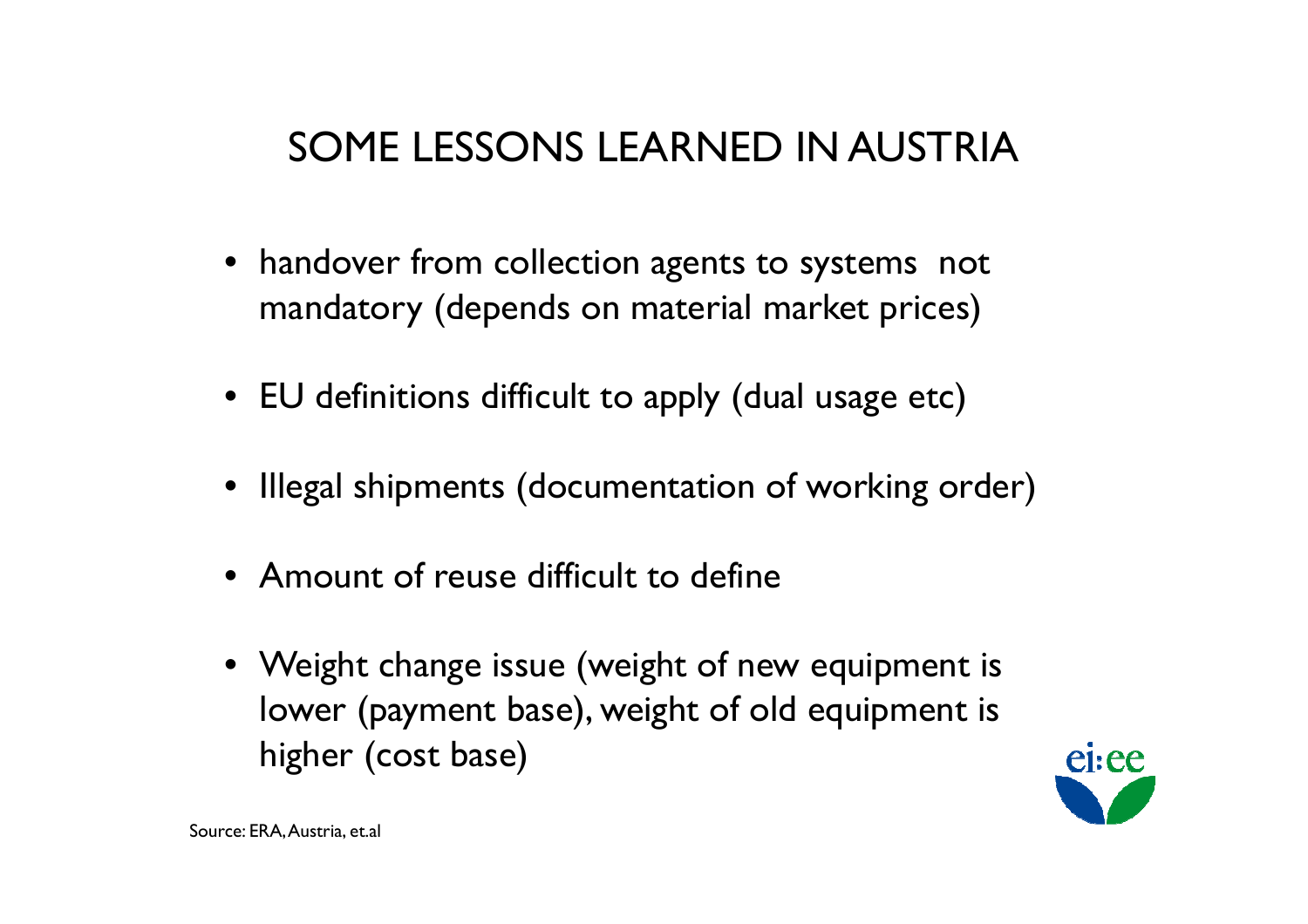# SOME LESSONS LEARNED IN AUSTRIA

- handover from collection agents to systems not mandatory (depends on material market prices)
- EU definitions difficult to apply (dual usage etc)
- Illegal shipments (documentation of working order)
- Amount of reuse difficult to define
- Weight change issue (weight of new equipment is lower (payment base), weight of old equipment is higher (cost base)

Source: ERA, Austria, et.al